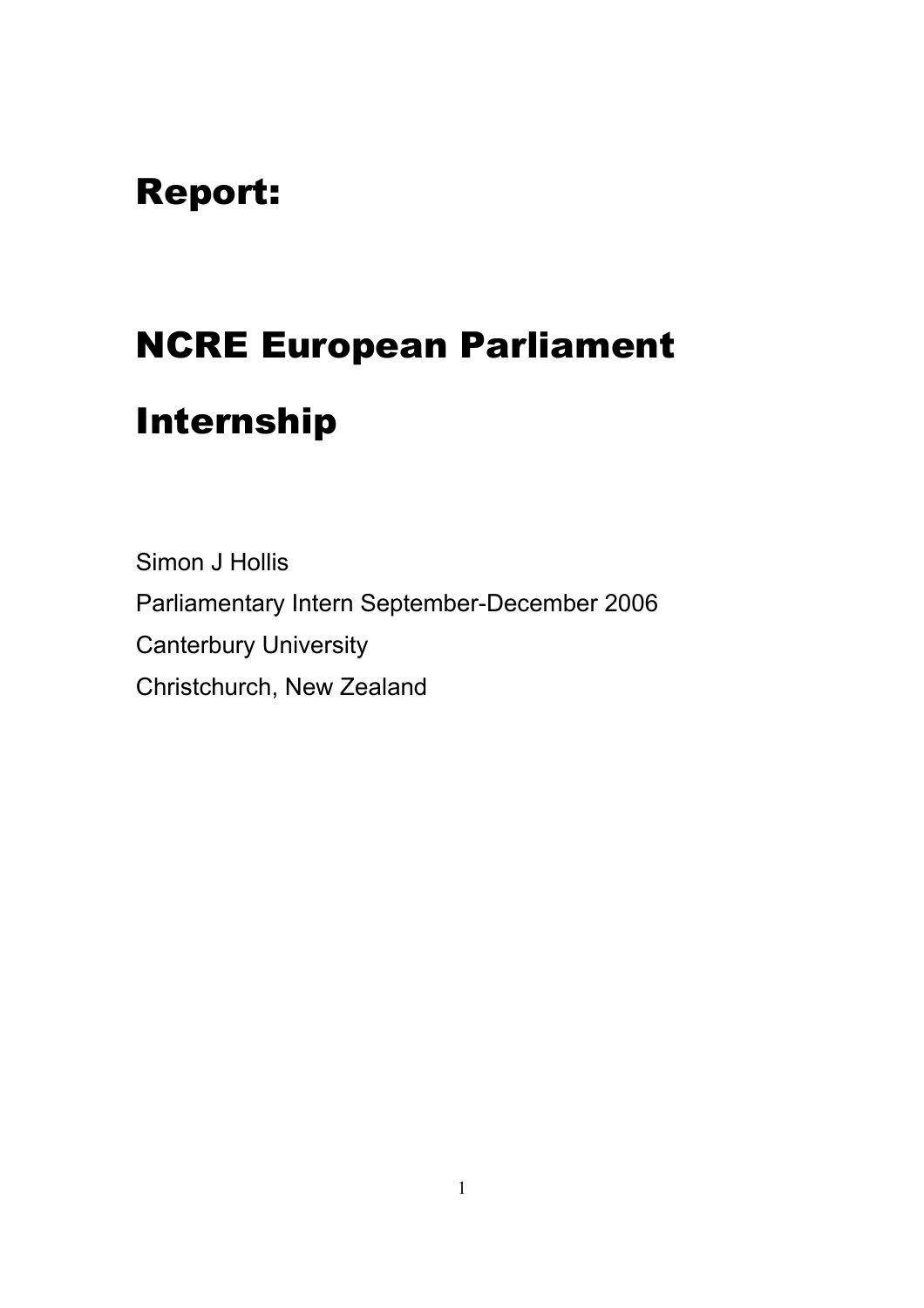# Report:

# NCRE European Parliament Internship

Simon J Hollis

Parliamentary Intern September-December 2006

Canterbury University

Christchurch, New Zealand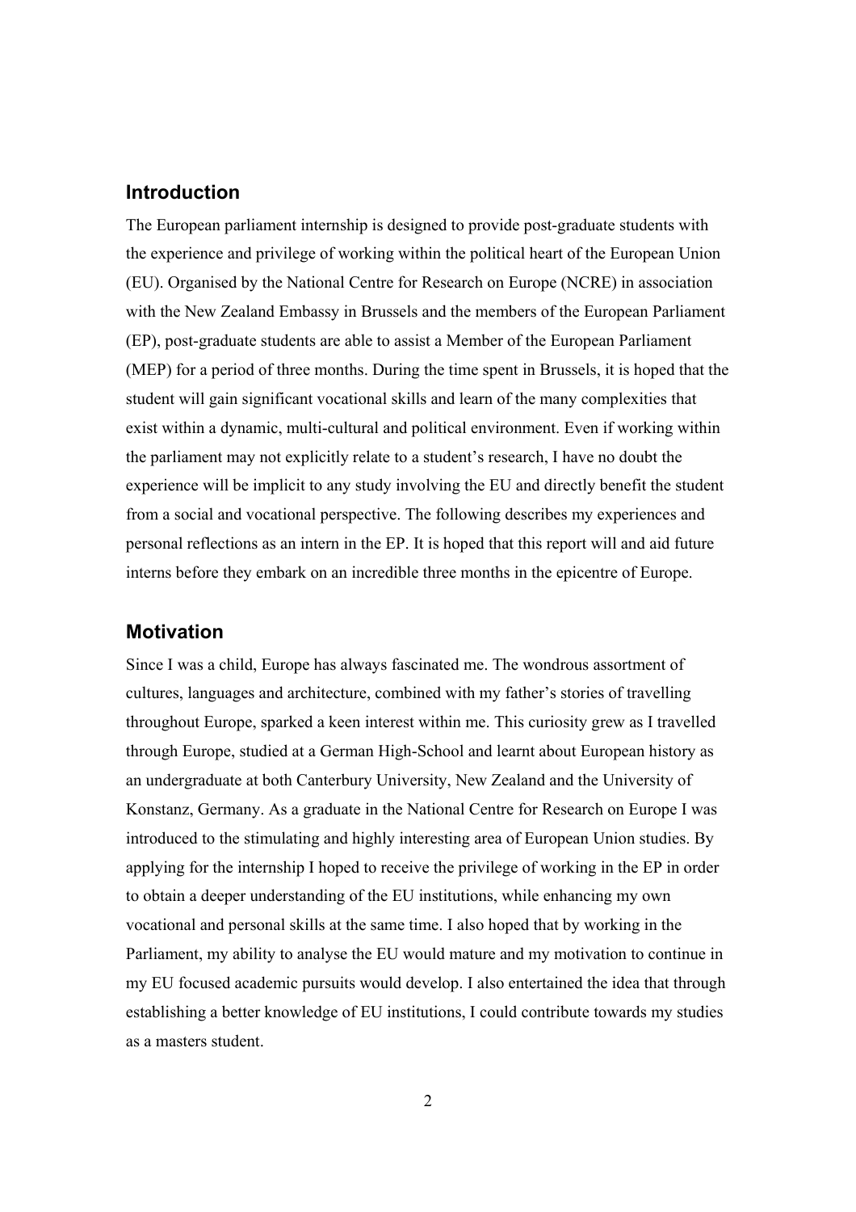## Introduction

The European parliament internship is designed to provide post-graduate students with the experience and privilege of working within the political heart of the European Union (EU). Organised by the National Centre for Research on Europe (NCRE) in association with the New Zealand Embassy in Brussels and the members of the European Parliament (EP), post-graduate students are able to assist a Member of the European Parliament (MEP) for a period of three months. During the time spent in Brussels, it is hoped that the student will gain significant vocational skills and learn of the many complexities that exist within a dynamic, multi-cultural and political environment. Even if working within the parliament may not explicitly relate to a student's research, I have no doubt the experience will be implicit to any study involving the EU and directly benefit the student from a social and vocational perspective. The following describes my experiences and personal reflections as an intern in the EP. It is hoped that this report will and aid future interns before they embark on an incredible three months in the epicentre of Europe.

## Motivation

Since I was a child, Europe has always fascinated me. The wondrous assortment of cultures, languages and architecture, combined with my father's stories of travelling throughout Europe, sparked a keen interest within me. This curiosity grew as I travelled through Europe, studied at a German High-School and learnt about European history as an undergraduate at both Canterbury University, New Zealand and the University of Konstanz, Germany. As a graduate in the National Centre for Research on Europe I was introduced to the stimulating and highly interesting area of European Union studies. By applying for the internship I hoped to receive the privilege of working in the EP in order to obtain a deeper understanding of the EU institutions, while enhancing my own vocational and personal skills at the same time. I also hoped that by working in the Parliament, my ability to analyse the EU would mature and my motivation to continue in my EU focused academic pursuits would develop. I also entertained the idea that through establishing a better knowledge of EU institutions, I could contribute towards my studies as a masters student.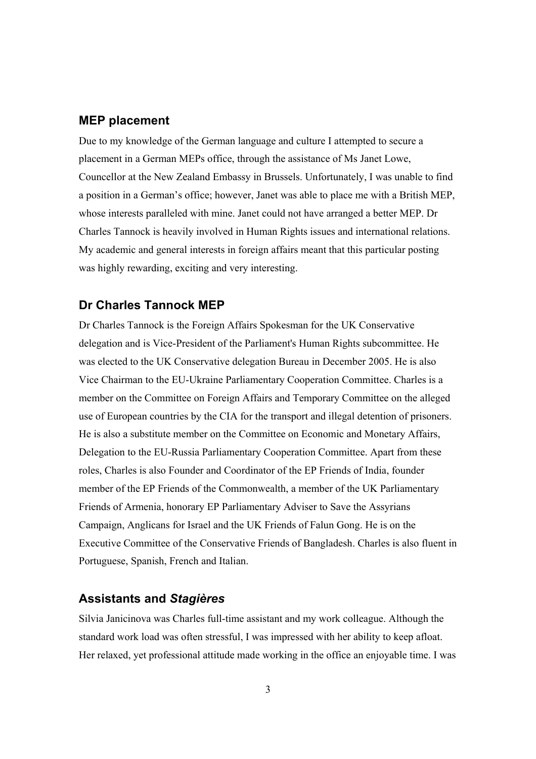## MEP placement

Due to my knowledge of the German language and culture I attempted to secure a placement in a German MEPs office, through the assistance of Ms Janet Lowe, Councellor at the New Zealand Embassy in Brussels. Unfortunately, I was unable to find a position in a German's office; however, Janet was able to place me with a British MEP, whose interests paralleled with mine. Janet could not have arranged a better MEP. Dr Charles Tannock is heavily involved in Human Rights issues and international relations. My academic and general interests in foreign affairs meant that this particular posting was highly rewarding, exciting and very interesting.

## Dr Charles Tannock MEP

Dr Charles Tannock is the Foreign Affairs Spokesman for the UK Conservative delegation and is Vice-President of the Parliament's Human Rights subcommittee. He was elected to the UK Conservative delegation Bureau in December 2005. He is also Vice Chairman to the EU-Ukraine Parliamentary Cooperation Committee. Charles is a member on the Committee on Foreign Affairs and Temporary Committee on the alleged use of European countries by the CIA for the transport and illegal detention of prisoners. He is also a substitute member on the Committee on Economic and Monetary Affairs, Delegation to the EU-Russia Parliamentary Cooperation Committee. Apart from these roles, Charles is also Founder and Coordinator of the EP Friends of India, founder member of the EP Friends of the Commonwealth, a member of the UK Parliamentary Friends of Armenia, honorary EP Parliamentary Adviser to Save the Assyrians Campaign, Anglicans for Israel and the UK Friends of Falun Gong. He is on the Executive Committee of the Conservative Friends of Bangladesh. Charles is also fluent in Portuguese, Spanish, French and Italian.

## Assistants and *Stagières*

Silvia Janicinova was Charles full-time assistant and my work colleague. Although the standard work load was often stressful, I was impressed with her ability to keep afloat. Her relaxed, yet professional attitude made working in the office an enjoyable time. I was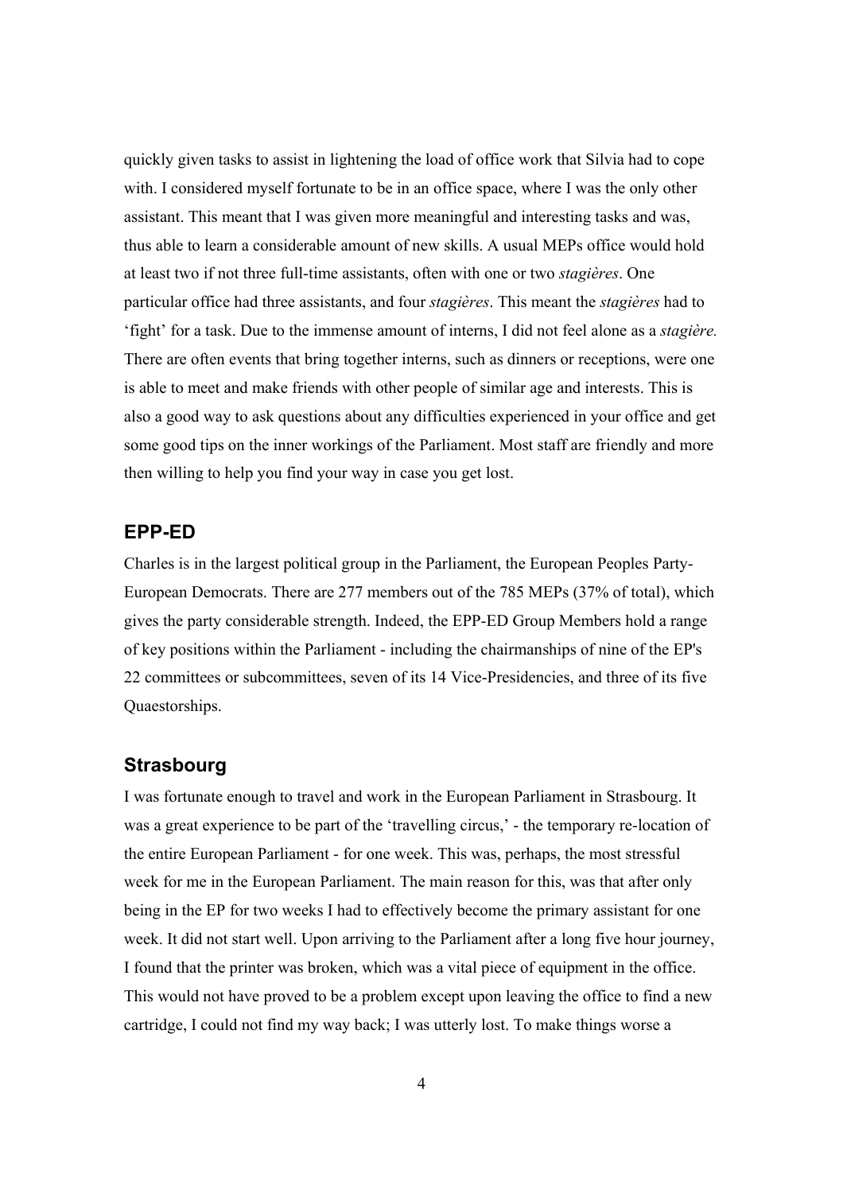quickly given tasks to assist in lightening the load of office work that Silvia had to cope with. I considered myself fortunate to be in an office space, where I was the only other assistant. This meant that I was given more meaningful and interesting tasks and was, thus able to learn a considerable amount of new skills. A usual MEPs office would hold at least two if not three full-time assistants, often with one or two *stagières*. One particular office had three assistants, and four *stagières*. This meant the *stagières* had to 'fight' for a task. Due to the immense amount of interns, I did not feel alone as a *stagière.* There are often events that bring together interns, such as dinners or receptions, were one is able to meet and make friends with other people of similar age and interests. This is also a good way to ask questions about any difficulties experienced in your office and get some good tips on the inner workings of the Parliament. Most staff are friendly and more then willing to help you find your way in case you get lost.

## EPP-ED

Charles is in the largest political group in the Parliament, the European Peoples Party-European Democrats. There are 277 members out of the 785 MEPs (37% of total), which gives the party considerable strength. Indeed, the EPP-ED Group Members hold a range of key positions within the Parliament - including the chairmanships of nine of the EP's 22 committees or subcommittees, seven of its 14 Vice-Presidencies, and three of its five Quaestorships.

## Strasbourg

I was fortunate enough to travel and work in the European Parliament in Strasbourg. It was a great experience to be part of the 'travelling circus,' - the temporary re-location of the entire European Parliament - for one week. This was, perhaps, the most stressful week for me in the European Parliament. The main reason for this, was that after only being in the EP for two weeks I had to effectively become the primary assistant for one week. It did not start well. Upon arriving to the Parliament after a long five hour journey, I found that the printer was broken, which was a vital piece of equipment in the office. This would not have proved to be a problem except upon leaving the office to find a new cartridge, I could not find my way back; I was utterly lost. To make things worse a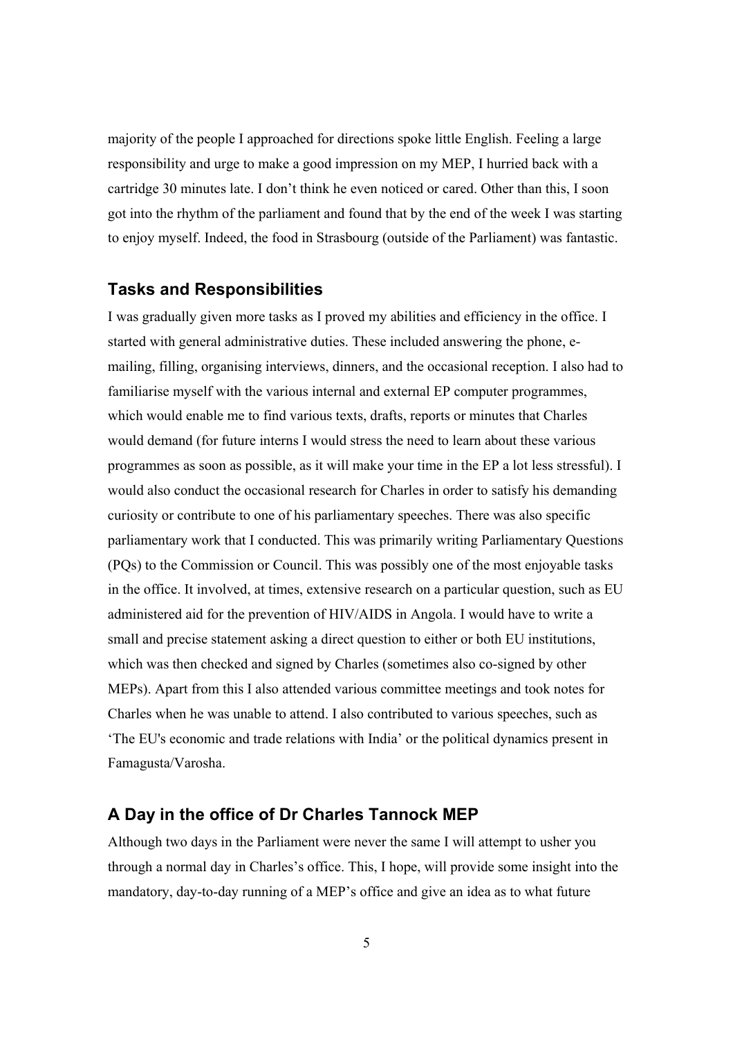majority of the people I approached for directions spoke little English. Feeling a large responsibility and urge to make a good impression on my MEP, I hurried back with a cartridge 30 minutes late. I don't think he even noticed or cared. Other than this, I soon got into the rhythm of the parliament and found that by the end of the week I was starting to enjoy myself. Indeed, the food in Strasbourg (outside of the Parliament) was fantastic.

## Tasks and Responsibilities

I was gradually given more tasks as I proved my abilities and efficiency in the office. I started with general administrative duties. These included answering the phone, e-mailing, filling, organising interviews, dinners, and the occasional reception. I also had to familiarise myself with the various internal and external EP computer programmes, which would enable me to find various texts, drafts, reports or minutes that Charles would demand (for future interns I would stress the need to learn about these various programmes as soon as possible, as it will make your time in the EP a lot less stressful). I would also conduct the occasional research for Charles in order to satisfy his demanding curiosity or contribute to one of his parliamentary speeches. There was also specific parliamentary work that I conducted. This was primarily writing Parliamentary Questions (PQs) to the Commission or Council. This was possibly one of the most enjoyable tasks in the office. It involved, at times, extensive research on a particular question, such as EU administered aid for the prevention of HIV/AIDS in Angola. I would have to write a small and precise statement asking a direct question to either or both EU institutions, which was then checked and signed by Charles (sometimes also co-signed by other MEPs). Apart from this I also attended various committee meetings and took notes for Charles when he was unable to attend. I also contributed to various speeches, such as 'The EU's economic and trade relations with India' or the political dynamics present in Famagusta/Varosha.

## A Day in the office of Dr Charles Tannock MEP

Although two days in the Parliament were never the same I will attempt to usher you through a normal day in Charles's office. This, I hope, will provide some insight into the mandatory, day-to-day running of a MEP's office and give an idea as to what future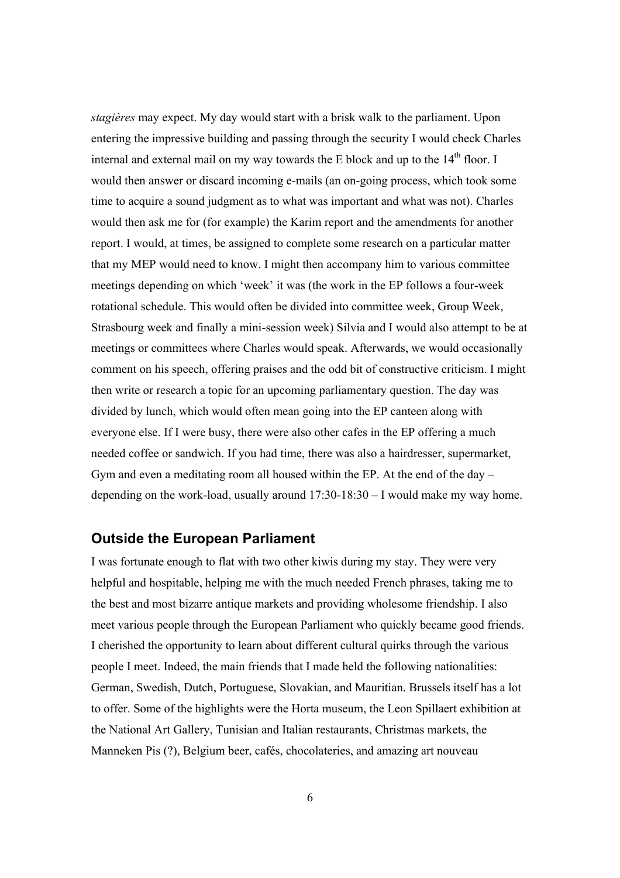*stagières* may expect. My day would start with a brisk walk to the parliament. Upon entering the impressive building and passing through the security I would check Charles internal and external mail on my way towards the E block and up to the $14^{th}$ floor. I would then answer or discard incoming e-mails (an on-going process, which took some time to acquire a sound judgment as to what was important and what was not). Charles would then ask me for (for example) the Karim report and the amendments for another report. I would, at times, be assigned to complete some research on a particular matter that my MEP would need to know. I might then accompany him to various committee meetings depending on which 'week' it was (the work in the EP follows a four-week rotational schedule. This would often be divided into committee week, Group Week, Strasbourg week and finally a mini-session week) Silvia and I would also attempt to be at meetings or committees where Charles would speak. Afterwards, we would occasionally comment on his speech, offering praises and the odd bit of constructive criticism. I might then write or research a topic for an upcoming parliamentary question. The day was divided by lunch, which would often mean going into the EP canteen along with everyone else. If I were busy, there were also other cafes in the EP offering a much needed coffee or sandwich. If you had time, there was also a hairdresser, supermarket, Gym and even a meditating room all housed within the EP. At the end of the day – depending on the work-load, usually around 17:30-18:30 – I would make my way home.

## Outside the European Parliament

I was fortunate enough to flat with two other kiwis during my stay. They were very helpful and hospitable, helping me with the much needed French phrases, taking me to the best and most bizarre antique markets and providing wholesome friendship. I also meet various people through the European Parliament who quickly became good friends. I cherished the opportunity to learn about different cultural quirks through the various people I meet. Indeed, the main friends that I made held the following nationalities: German, Swedish, Dutch, Portuguese, Slovakian, and Mauritian. Brussels itself has a lot to offer. Some of the highlights were the Horta museum, the Leon Spillaert exhibition at the National Art Gallery, Tunisian and Italian restaurants, Christmas markets, the Manneken Pis (?), Belgium beer, cafés, chocolateries, and amazing art nouveau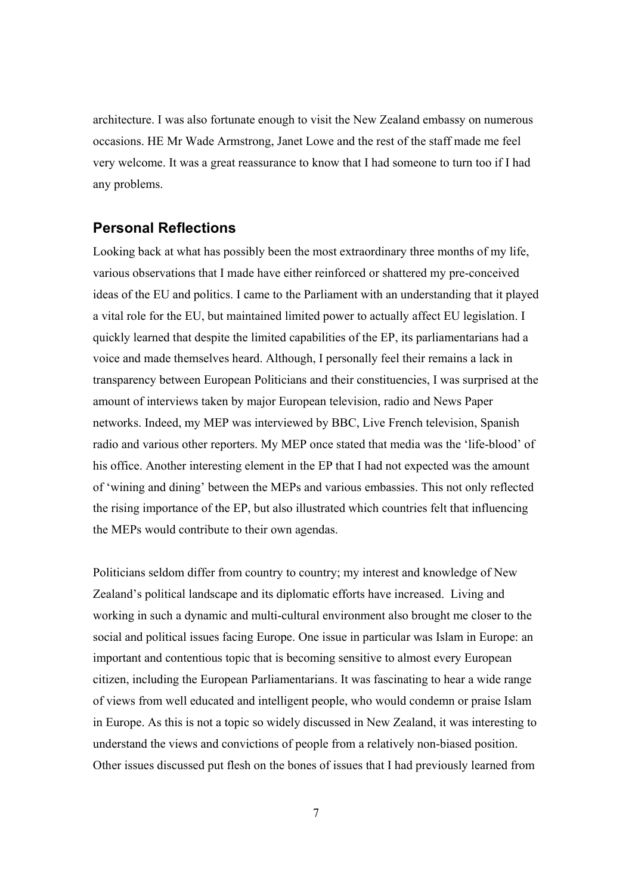architecture. I was also fortunate enough to visit the New Zealand embassy on numerous occasions. HE Mr Wade Armstrong, Janet Lowe and the rest of the staff made me feel very welcome. It was a great reassurance to know that I had someone to turn too if I had any problems.

## Personal Reflections

Looking back at what has possibly been the most extraordinary three months of my life, various observations that I made have either reinforced or shattered my pre-conceived ideas of the EU and politics. I came to the Parliament with an understanding that it played a vital role for the EU, but maintained limited power to actually affect EU legislation. I quickly learned that despite the limited capabilities of the EP, its parliamentarians had a voice and made themselves heard. Although, I personally feel their remains a lack in transparency between European Politicians and their constituencies, I was surprised at the amount of interviews taken by major European television, radio and News Paper networks. Indeed, my MEP was interviewed by BBC, Live French television, Spanish radio and various other reporters. My MEP once stated that media was the 'life-blood' of his office. Another interesting element in the EP that I had not expected was the amount of 'wining and dining' between the MEPs and various embassies. This not only reflected the rising importance of the EP, but also illustrated which countries felt that influencing the MEPs would contribute to their own agendas.

Politicians seldom differ from country to country; my interest and knowledge of New Zealand's political landscape and its diplomatic efforts have increased. Living and working in such a dynamic and multi-cultural environment also brought me closer to the social and political issues facing Europe. One issue in particular was Islam in Europe: an important and contentious topic that is becoming sensitive to almost every European citizen, including the European Parliamentarians. It was fascinating to hear a wide range of views from well educated and intelligent people, who would condemn or praise Islam in Europe. As this is not a topic so widely discussed in New Zealand, it was interesting to understand the views and convictions of people from a relatively non-biased position. Other issues discussed put flesh on the bones of issues that I had previously learned from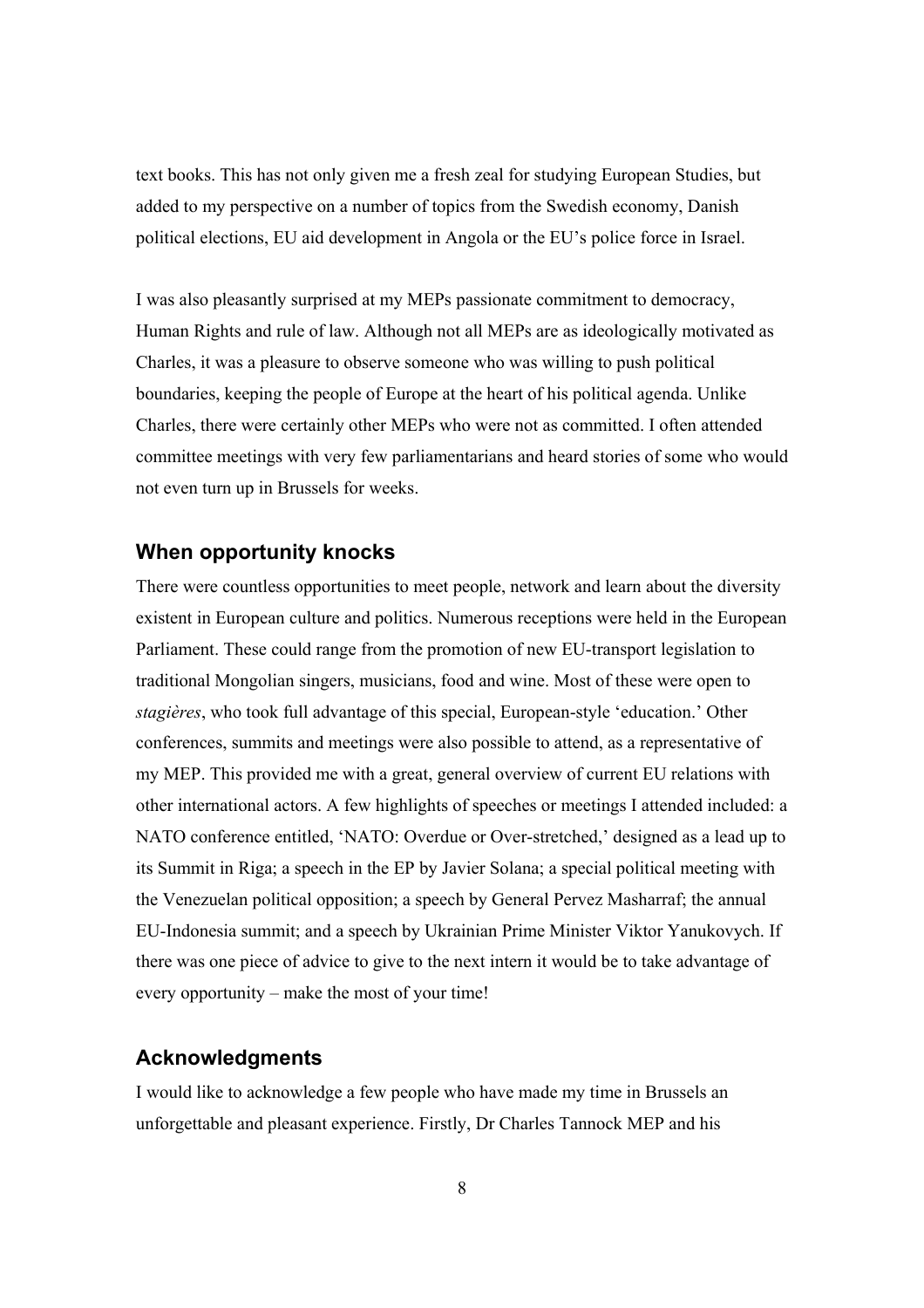text books. This has not only given me a fresh zeal for studying European Studies, but added to my perspective on a number of topics from the Swedish economy, Danish political elections, EU aid development in Angola or the EU's police force in Israel.

I was also pleasantly surprised at my MEPs passionate commitment to democracy, Human Rights and rule of law. Although not all MEPs are as ideologically motivated as Charles, it was a pleasure to observe someone who was willing to push political boundaries, keeping the people of Europe at the heart of his political agenda. Unlike Charles, there were certainly other MEPs who were not as committed. I often attended committee meetings with very few parliamentarians and heard stories of some who would not even turn up in Brussels for weeks.

## When opportunity knocks

There were countless opportunities to meet people, network and learn about the diversity existent in European culture and politics. Numerous receptions were held in the European Parliament. These could range from the promotion of new EU-transport legislation to traditional Mongolian singers, musicians, food and wine. Most of these were open to *stagières*, who took full advantage of this special, European-style 'education.' Other conferences, summits and meetings were also possible to attend, as a representative of my MEP. This provided me with a great, general overview of current EU relations with other international actors. A few highlights of speeches or meetings I attended included: a NATO conference entitled, 'NATO: Overdue or Over-stretched,' designed as a lead up to its Summit in Riga; a speech in the EP by Javier Solana; a special political meeting with the Venezuelan political opposition; a speech by General Pervez Masharraf; the annual EU-Indonesia summit; and a speech by Ukrainian Prime Minister Viktor Yanukovych. If there was one piece of advice to give to the next intern it would be to take advantage of every opportunity – make the most of your time!

## Acknowledgments

I would like to acknowledge a few people who have made my time in Brussels an unforgettable and pleasant experience. Firstly, Dr Charles Tannock MEP and his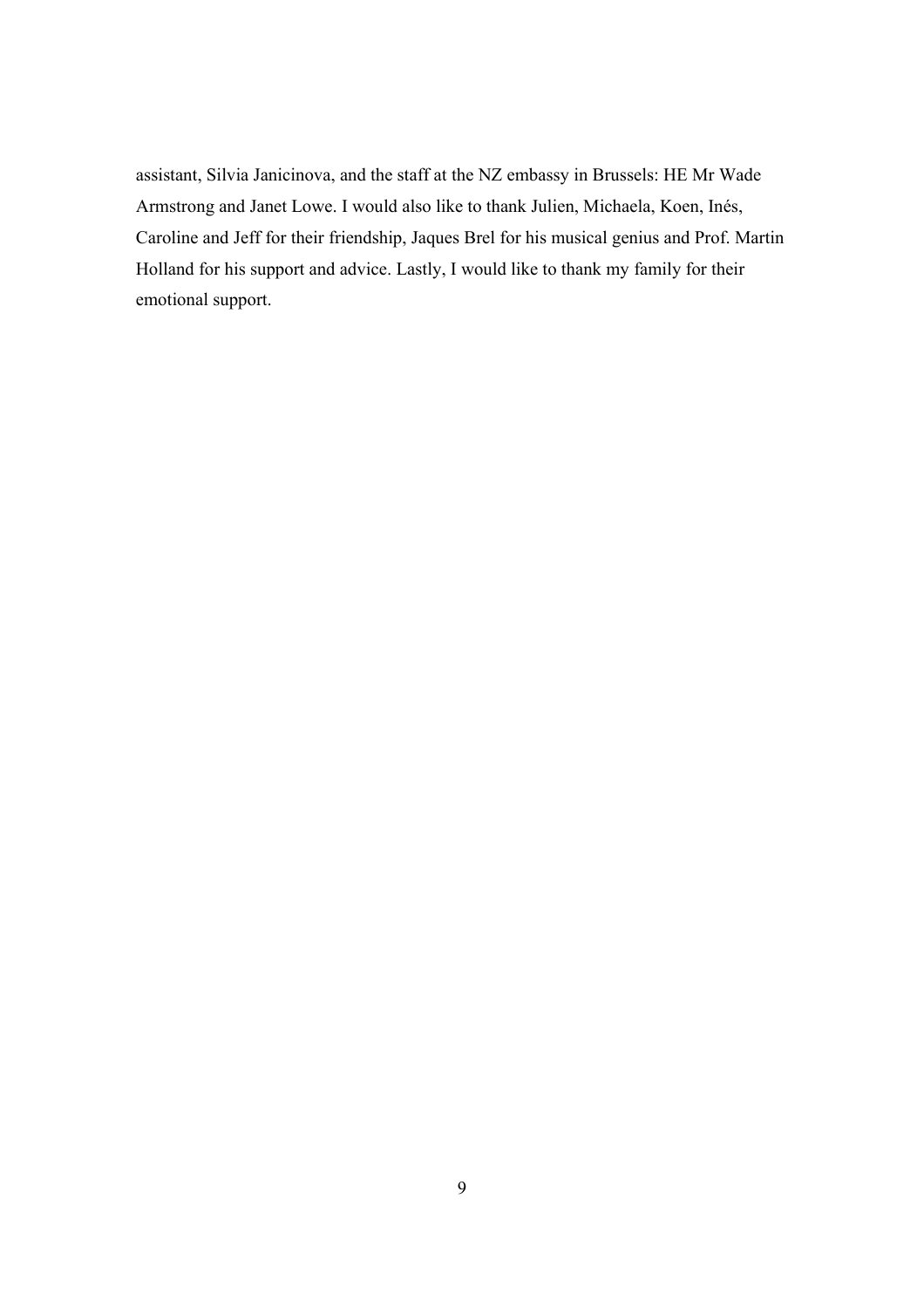assistant, Silvia Janicinova, and the staff at the NZ embassy in Brussels: HE Mr Wade Armstrong and Janet Lowe. I would also like to thank Julien, Michaela, Koen, Inés, Caroline and Jeff for their friendship, Jaques Brel for his musical genius and Prof. Martin Holland for his support and advice. Lastly, I would like to thank my family for their emotional support.